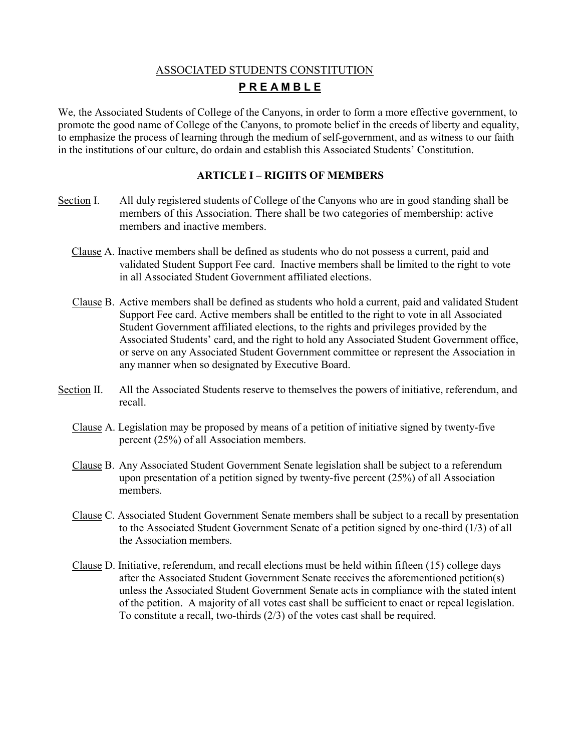# ASSOCIATED STUDENTS CONSTITUTION

## P R E A M B L E

We, the Associated Students of College of the Canyons, in order to form a more effective government, to promote the good name of College of the Canyons, to promote belief in the creeds of liberty and equality, to emphasize the process of learning through the medium of self-government, and as witness to our faith in the institutions of our culture, do ordain and establish this Associated Students' Constitution.

### ARTICLE I – RIGHTS OF MEMBERS

Section I. All duly registered students of College of the Canyons who are in good standing shall be members of this Association. There shall be two categories of membership: active members and inactive members.

Clause A. Inactive members shall be defined as students who do not possess a current, paid and validated Student Support Fee card. Inactive members shall be limited to the right to vote in all Associated Student Government affiliated elections.

Clause B. Active members shall be defined as students who hold a current, paid and validated Student Support Fee card. Active members shall be entitled to the right to vote in all Associated Student Government affiliated elections, to the rights and privileges provided by the Associated Students' card, and the right to hold any Associated Student Government office, or serve on any Associated Student Government committee or represent the Association in any manner when so designated by Executive Board.

Section II. All the Associated Students reserve to themselves the powers of initiative, referendum, and recall.

Clause A. Legislation may be proposed by means of a petition of initiative signed by twenty-five percent (25%) of all Association members.

Clause B. Any Associated Student Government Senate legislation shall be subject to a referendum upon presentation of a petition signed by twenty-five percent (25%) of all Association members.

Clause C. Associated Student Government Senate members shall be subject to a recall by presentation to the Associated Student Government Senate of a petition signed by one-third (1/3) of all the Association members.

Clause D. Initiative, referendum, and recall elections must be held within fifteen (15) college days after the Associated Student Government Senate receives the aforementioned petition(s) unless the Associated Student Government Senate acts in compliance with the stated intent of the petition. A majority of all votes cast shall be sufficient to enact or repeal legislation. To constitute a recall, two-thirds (2/3) of the votes cast shall be required.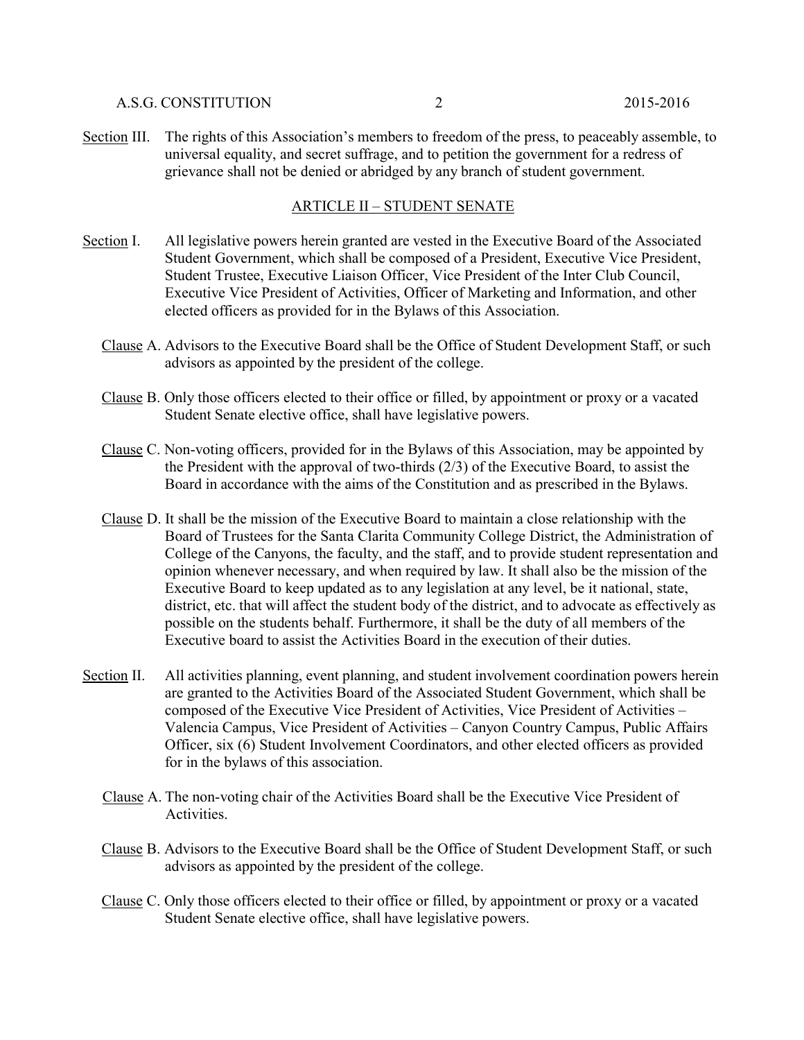Section III. The rights of this Association's members to freedom of the press, to peaceably assemble, to universal equality, and secret suffrage, and to petition the government for a redress of grievance shall not be denied or abridged by any branch of student government.

## ARTICLE II – STUDENT SENATE

Section I. All legislative powers herein granted are vested in the Executive Board of the Associated Student Government, which shall be composed of a President, Executive Vice President, Student Trustee, Executive Liaison Officer, Vice President of the Inter Club Council, Executive Vice President of Activities, Officer of Marketing and Information, and other elected officers as provided for in the Bylaws of this Association.

Clause A. Advisors to the Executive Board shall be the Office of Student Development Staff, or such advisors as appointed by the president of the college.

Clause B. Only those officers elected to their office or filled, by appointment or proxy or a vacated Student Senate elective office, shall have legislative powers.

Clause C. Non-voting officers, provided for in the Bylaws of this Association, may be appointed by the President with the approval of two-thirds (2/3) of the Executive Board, to assist the Board in accordance with the aims of the Constitution and as prescribed in the Bylaws.

Clause D. It shall be the mission of the Executive Board to maintain a close relationship with the Board of Trustees for the Santa Clarita Community College District, the Administration of College of the Canyons, the faculty, and the staff, and to provide student representation and opinion whenever necessary, and when required by law. It shall also be the mission of the Executive Board to keep updated as to any legislation at any level, be it national, state, district, etc. that will affect the student body of the district, and to advocate as effectively as possible on the students behalf. Furthermore, it shall be the duty of all members of the Executive board to assist the Activities Board in the execution of their duties.

Section II. All activities planning, event planning, and student involvement coordination powers herein are granted to the Activities Board of the Associated Student Government, which shall be composed of the Executive Vice President of Activities, Vice President of Activities – Valencia Campus, Vice President of Activities – Canyon Country Campus, Public Affairs Officer, six (6) Student Involvement Coordinators, and other elected officers as provided for in the bylaws of this association.

Clause A. The non-voting chair of the Activities Board shall be the Executive Vice President of Activities.

Clause B. Advisors to the Executive Board shall be the Office of Student Development Staff, or such advisors as appointed by the president of the college.

Clause C. Only those officers elected to their office or filled, by appointment or proxy or a vacated Student Senate elective office, shall have legislative powers.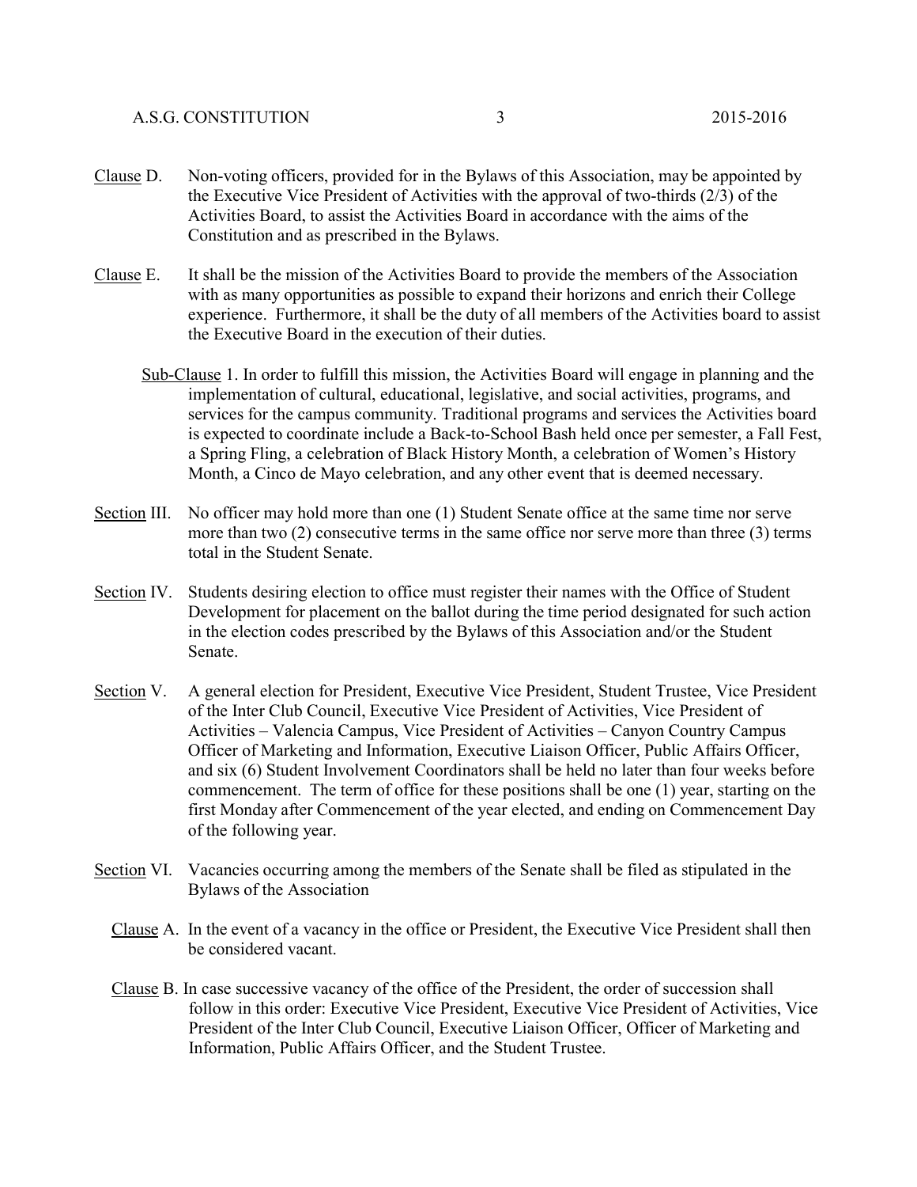<u>Clause</u> D. Non-voting officers, provided for in the Bylaws of this Association, may be appointed by the Executive Vice President of Activities with the approval of two-thirds (2/3) of the Activities Board, to assist the Activities Board in accordance with the aims of the Constitution and as prescribed in the Bylaws.

<u>Clause</u> E. It shall be the mission of the Activities Board to provide the members of the Association with as many opportunities as possible to expand their horizons and enrich their College experience. Furthermore, it shall be the duty of all members of the Activities board to assist the Executive Board in the execution of their duties.

<u>Sub-Clause</u> 1. In order to fulfill this mission, the Activities Board will engage in planning and the implementation of cultural, educational, legislative, and social activities, programs, and services for the campus community. Traditional programs and services the Activities board is expected to coordinate include a Back-to-School Bash held once per semester, a Fall Fest, a Spring Fling, a celebration of Black History Month, a celebration of Women's History Month, a Cinco de Mayo celebration, and any other event that is deemed necessary.

<u>Section</u> III. No officer may hold more than one (1) Student Senate office at the same time nor serve more than two (2) consecutive terms in the same office nor serve more than three (3) terms total in the Student Senate.

<u>Section</u> IV. Students desiring election to office must register their names with the Office of Student Development for placement on the ballot during the time period designated for such action in the election codes prescribed by the Bylaws of this Association and/or the Student Senate.

<u>Section</u> V. A general election for President, Executive Vice President, Student Trustee, Vice President of the Inter Club Council, Executive Vice President of Activities, Vice President of Activities – Valencia Campus, Vice President of Activities – Canyon Country Campus Officer of Marketing and Information, Executive Liaison Officer, Public Affairs Officer, and six (6) Student Involvement Coordinators shall be held no later than four weeks before commencement. The term of office for these positions shall be one (1) year, starting on the first Monday after Commencement of the year elected, and ending on Commencement Day of the following year.

<u>Section</u> VI. Vacancies occurring among the members of the Senate shall be filed as stipulated in the Bylaws of the Association

<u>Clause</u> A. In the event of a vacancy in the office or President, the Executive Vice President shall then be considered vacant.

<u>Clause</u> B. In case successive vacancy of the office of the President, the order of succession shall follow in this order: Executive Vice President, Executive Vice President of Activities, Vice President of the Inter Club Council, Executive Liaison Officer, Officer of Marketing and Information, Public Affairs Officer, and the Student Trustee.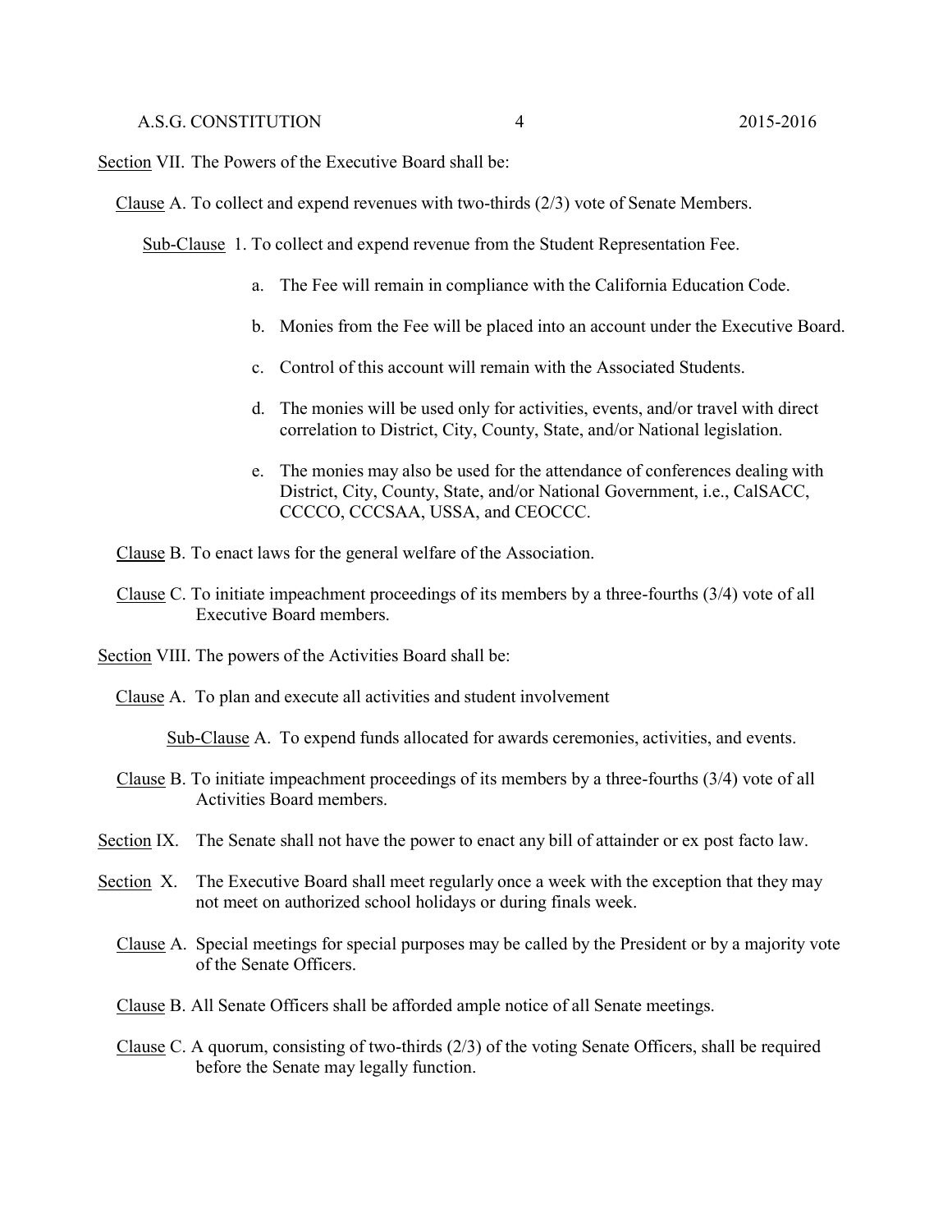<u>Section</u> VII. The Powers of the Executive Board shall be:

<u>Clause</u> A. To collect and expend revenues with two-thirds (2/3) vote of Senate Members.

<u>Sub-Clause</u> 1. To collect and expend revenue from the Student Representation Fee.

a. The Fee will remain in compliance with the California Education Code.

b. Monies from the Fee will be placed into an account under the Executive Board.

c. Control of this account will remain with the Associated Students.

d. The monies will be used only for activities, events, and/or travel with direct correlation to District, City, County, State, and/or National legislation.

e. The monies may also be used for the attendance of conferences dealing with District, City, County, State, and/or National Government, i.e., CalSACC, CCCCO, CCCSAA, USSA, and CEOCCC.

<u>Clause</u> B. To enact laws for the general welfare of the Association.

<u>Clause</u> C. To initiate impeachment proceedings of its members by a three-fourths (3/4) vote of all Executive Board members.

<u>Section</u> VIII. The powers of the Activities Board shall be:

<u>Clause</u> A. To plan and execute all activities and student involvement

<u>Sub-Clause</u> A. To expend funds allocated for awards ceremonies, activities, and events.

<u>Clause</u> B. To initiate impeachment proceedings of its members by a three-fourths (3/4) vote of all Activities Board members.

<u>Section</u> IX. The Senate shall not have the power to enact any bill of attainder or ex post facto law.

<u>Section</u> X. The Executive Board shall meet regularly once a week with the exception that they may not meet on authorized school holidays or during finals week.

<u>Clause</u> A. Special meetings for special purposes may be called by the President or by a majority vote of the Senate Officers.

<u>Clause</u> B. All Senate Officers shall be afforded ample notice of all Senate meetings.

<u>Clause</u> C. A quorum, consisting of two-thirds (2/3) of the voting Senate Officers, shall be required before the Senate may legally function.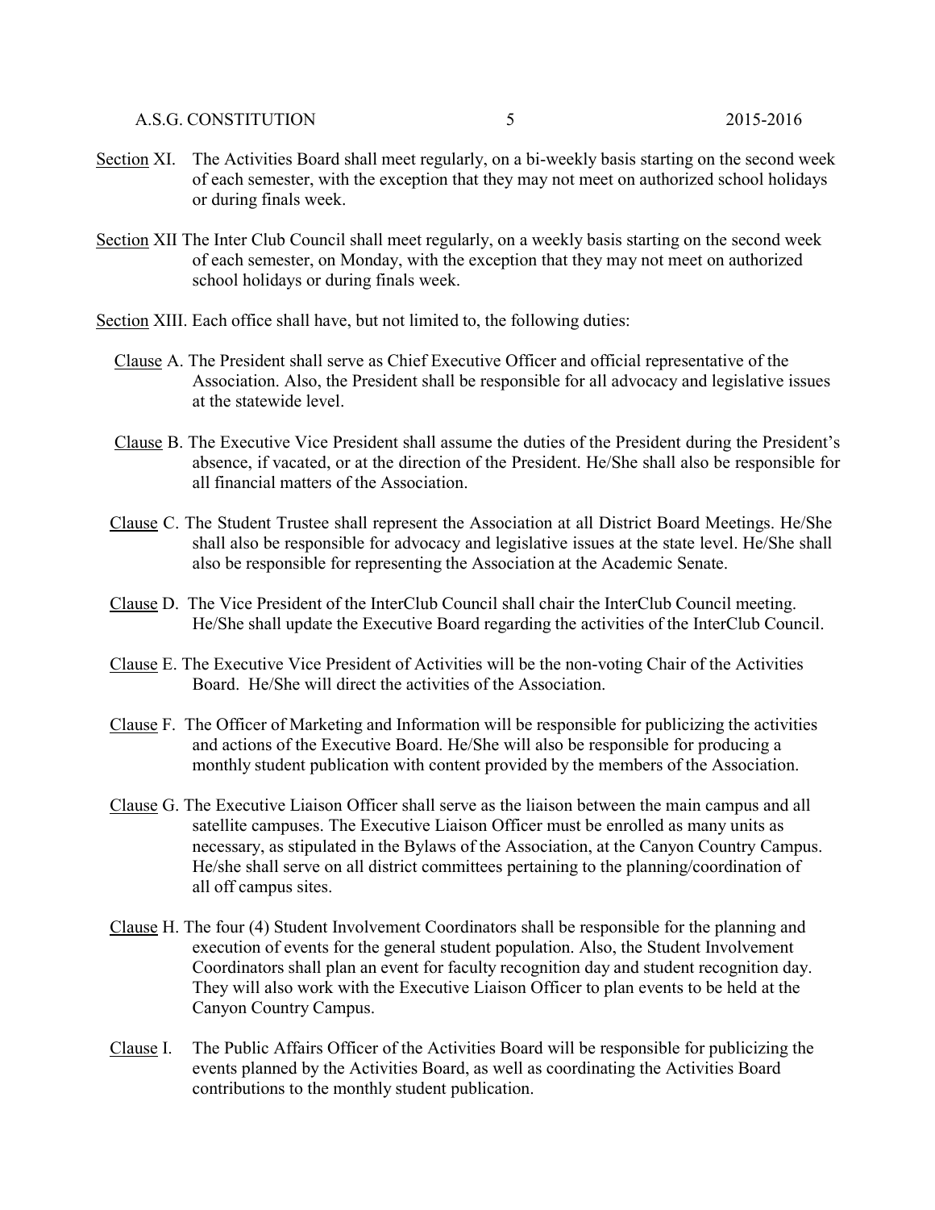<u>Section</u> XI. The Activities Board shall meet regularly, on a bi-weekly basis starting on the second week of each semester, with the exception that they may not meet on authorized school holidays or during finals week.

<u>Section</u> XII The Inter Club Council shall meet regularly, on a weekly basis starting on the second week of each semester, on Monday, with the exception that they may not meet on authorized school holidays or during finals week.

<u>Section</u> XIII. Each office shall have, but not limited to, the following duties:

<u>Clause</u> A. The President shall serve as Chief Executive Officer and official representative of the Association. Also, the President shall be responsible for all advocacy and legislative issues at the statewide level.

<u>Clause</u> B. The Executive Vice President shall assume the duties of the President during the President's absence, if vacated, or at the direction of the President. He/She shall also be responsible for all financial matters of the Association.

<u>Clause</u> C. The Student Trustee shall represent the Association at all District Board Meetings. He/She shall also be responsible for advocacy and legislative issues at the state level. He/She shall also be responsible for representing the Association at the Academic Senate.

<u>Clause</u> D. The Vice President of the InterClub Council shall chair the InterClub Council meeting. He/She shall update the Executive Board regarding the activities of the InterClub Council.

<u>Clause</u> E. The Executive Vice President of Activities will be the non-voting Chair of the Activities Board. He/She will direct the activities of the Association.

<u>Clause</u> F. The Officer of Marketing and Information will be responsible for publicizing the activities and actions of the Executive Board. He/She will also be responsible for producing a monthly student publication with content provided by the members of the Association.

<u>Clause</u> G. The Executive Liaison Officer shall serve as the liaison between the main campus and all satellite campuses. The Executive Liaison Officer must be enrolled as many units as necessary, as stipulated in the Bylaws of the Association, at the Canyon Country Campus. He/she shall serve on all district committees pertaining to the planning/coordination of all off campus sites.

<u>Clause</u> H. The four (4) Student Involvement Coordinators shall be responsible for the planning and execution of events for the general student population. Also, the Student Involvement Coordinators shall plan an event for faculty recognition day and student recognition day. They will also work with the Executive Liaison Officer to plan events to be held at the Canyon Country Campus.

<u>Clause</u> I. The Public Affairs Officer of the Activities Board will be responsible for publicizing the events planned by the Activities Board, as well as coordinating the Activities Board contributions to the monthly student publication.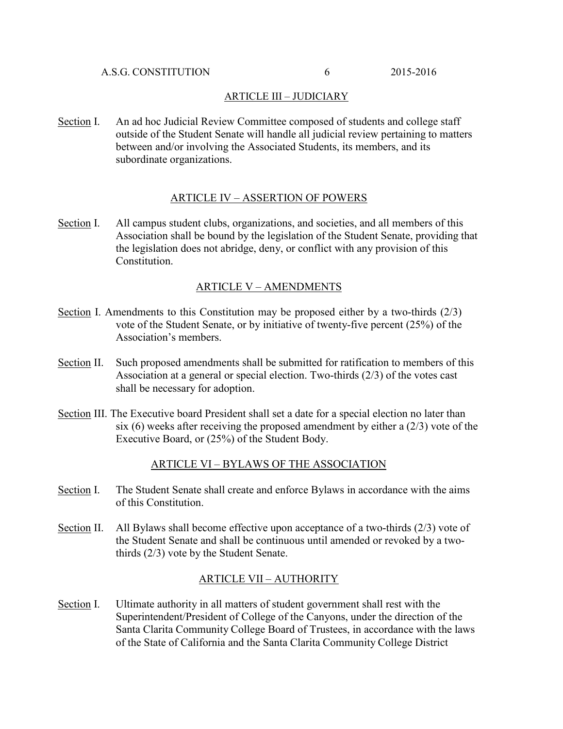## ARTICLE III – JUDICIARY

Section I. An ad hoc Judicial Review Committee composed of students and college staff outside of the Student Senate will handle all judicial review pertaining to matters between and/or involving the Associated Students, its members, and its subordinate organizations.

## ARTICLE IV – ASSERTION OF POWERS

Section I. All campus student clubs, organizations, and societies, and all members of this Association shall be bound by the legislation of the Student Senate, providing that the legislation does not abridge, deny, or conflict with any provision of this Constitution.

## ARTICLE V – AMENDMENTS

Section I. Amendments to this Constitution may be proposed either by a two-thirds (2/3) vote of the Student Senate, or by initiative of twenty-five percent (25%) of the Association's members.

Section II. Such proposed amendments shall be submitted for ratification to members of this Association at a general or special election. Two-thirds (2/3) of the votes cast shall be necessary for adoption.

Section III. The Executive board President shall set a date for a special election no later than six (6) weeks after receiving the proposed amendment by either a (2/3) vote of the Executive Board, or (25%) of the Student Body.

## ARTICLE VI – BYLAWS OF THE ASSOCIATION

Section I. The Student Senate shall create and enforce Bylaws in accordance with the aims of this Constitution.

Section II. All Bylaws shall become effective upon acceptance of a two-thirds (2/3) vote of the Student Senate and shall be continuous until amended or revoked by a two-thirds (2/3) vote by the Student Senate.

## ARTICLE VII – AUTHORITY

Section I. Ultimate authority in all matters of student government shall rest with the Superintendent/President of College of the Canyons, under the direction of the Santa Clarita Community College Board of Trustees, in accordance with the laws of the State of California and the Santa Clarita Community College District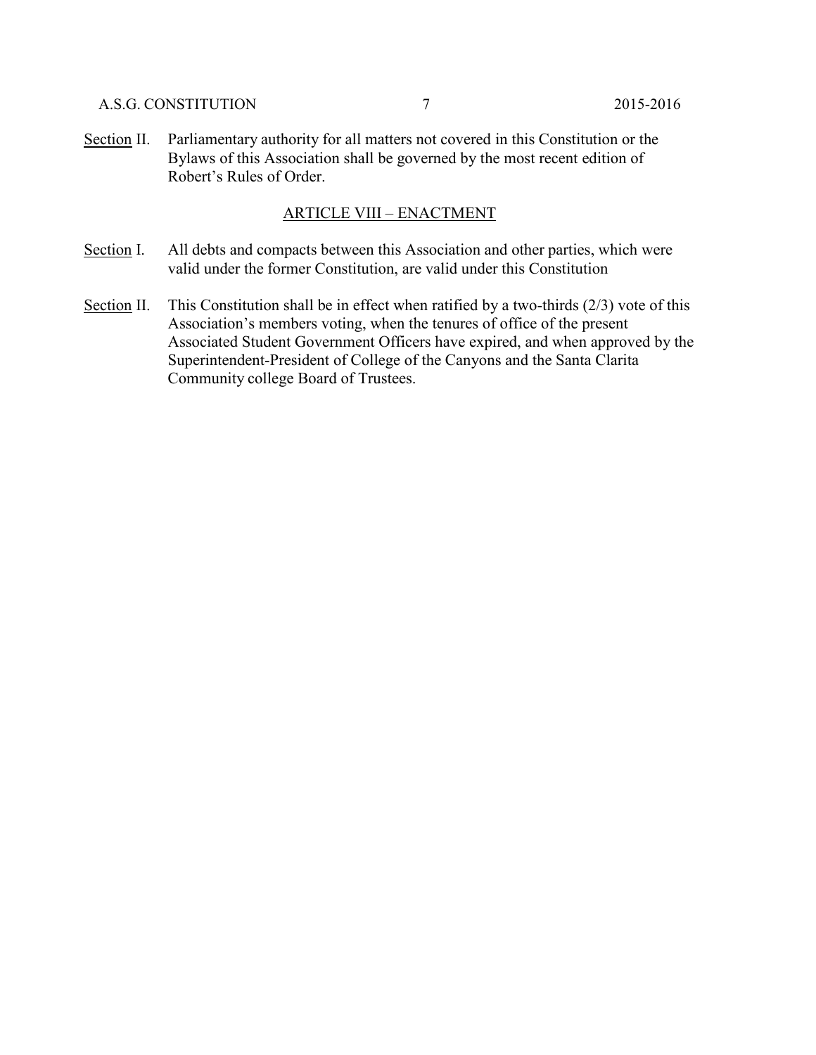<u>Section</u> II. Parliamentary authority for all matters not covered in this Constitution or the Bylaws of this Association shall be governed by the most recent edition of Robert's Rules of Order.

## ARTICLE VIII – ENACTMENT

<u>Section</u> I. All debts and compacts between this Association and other parties, which were valid under the former Constitution, are valid under this Constitution

<u>Section</u> II. This Constitution shall be in effect when ratified by a two-thirds (2/3) vote of this Association's members voting, when the tenures of office of the present Associated Student Government Officers have expired, and when approved by the Superintendent-President of College of the Canyons and the Santa Clarita Community college Board of Trustees.